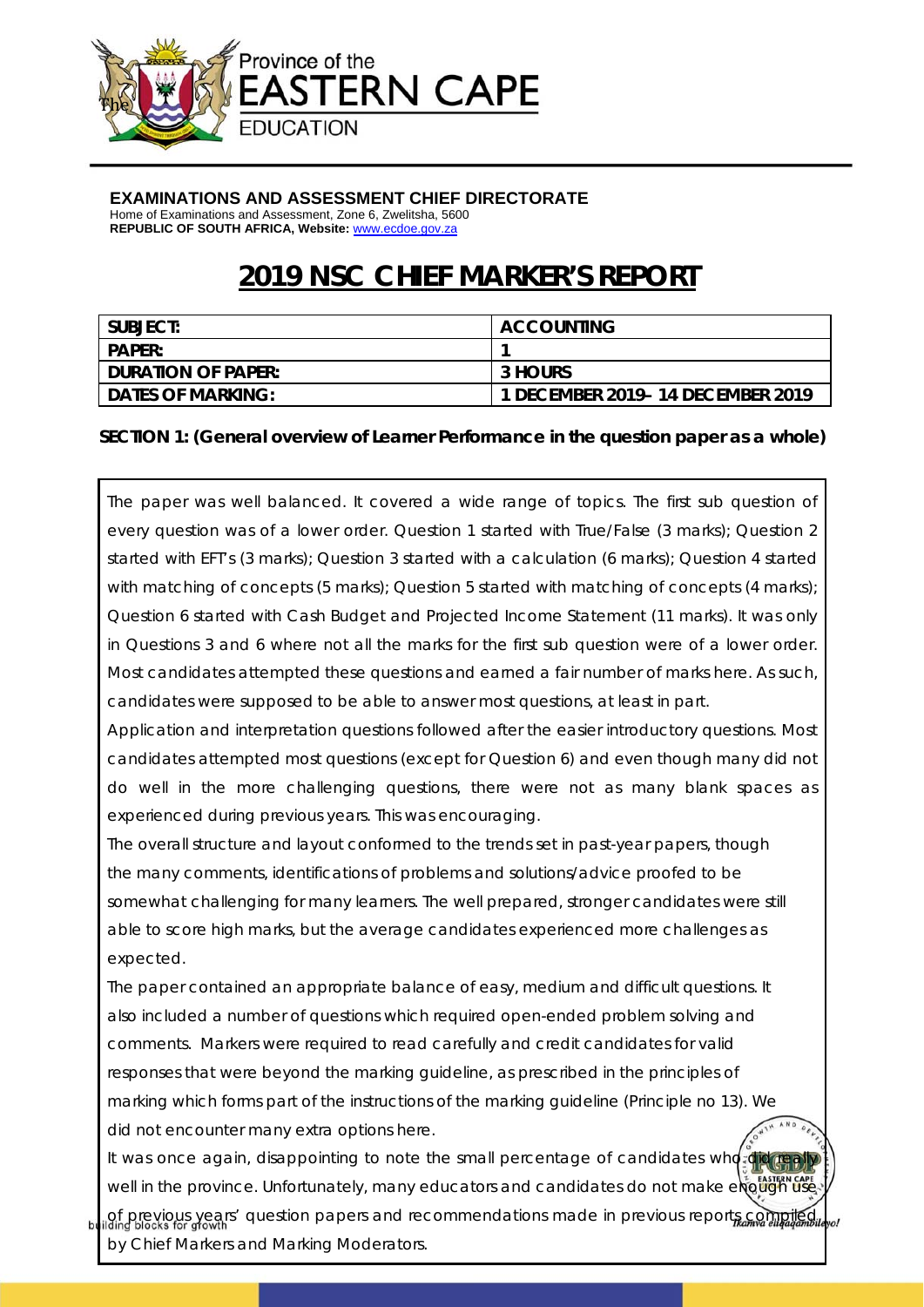Province of the
EASTERN CAPE
EDUCATION

**EXAMINATIONS AND ASSESSMENT CHIEF DIRECTORATE**
Home of Examinations and Assessment, Zone 6, Zwelitsha, 5600
**REPUBLIC OF SOUTH AFRICA, Website:** www.ecdoe.gov.za

# 2019 NSC CHIEF MARKER'S REPORT

| SUBJECT: | ACCOUNTING |
|---|---|
| PAPER: | 1 |
| DURATION OF PAPER: | 3 HOURS |
| DATES OF MARKING: | 1 DECEMBER 2019– 14 DECEMBER 2019 |

**SECTION 1: (General overview of Learner Performance in the question paper as a whole)**

The paper was well balanced. It covered a wide range of topics. The first sub question of every question was of a lower order. Question 1 started with True/False (3 marks); Question 2 started with EFT's (3 marks); Question 3 started with a calculation (6 marks); Question 4 started with matching of concepts (5 marks); Question 5 started with matching of concepts (4 marks); Question 6 started with Cash Budget and Projected Income Statement (11 marks). It was only in Questions 3 and 6 where not all the marks for the first sub question were of a lower order. Most candidates attempted these questions and earned a fair number of marks here. As such, candidates were supposed to be able to answer most questions, at least in part.

Application and interpretation questions followed after the easier introductory questions. Most candidates attempted most questions (except for Question 6) and even though many did not do well in the more challenging questions, there were not as many blank spaces as experienced during previous years. This was encouraging.

The overall structure and layout conformed to the trends set in past-year papers, though the many comments, identifications of problems and solutions/advice proofed to be somewhat challenging for many learners. The well prepared, stronger candidates were still able to score high marks, but the average candidates experienced more challenges as expected.

The paper contained an appropriate balance of easy, medium and difficult questions. It also included a number of questions which required open-ended problem solving and comments. Markers were required to read carefully and credit candidates for valid responses that were beyond the marking guideline, as prescribed in the principles of marking which forms part of the instructions of the marking guideline (Principle no 13). We did not encounter many extra options here.

It was once again, disappointing to note the small percentage of candidates who did really well in the province. Unfortunately, many educators and candidates do not make enough use of previous years' question papers and recommendations made in previous reports compiled by Chief Markers and Marking Moderators.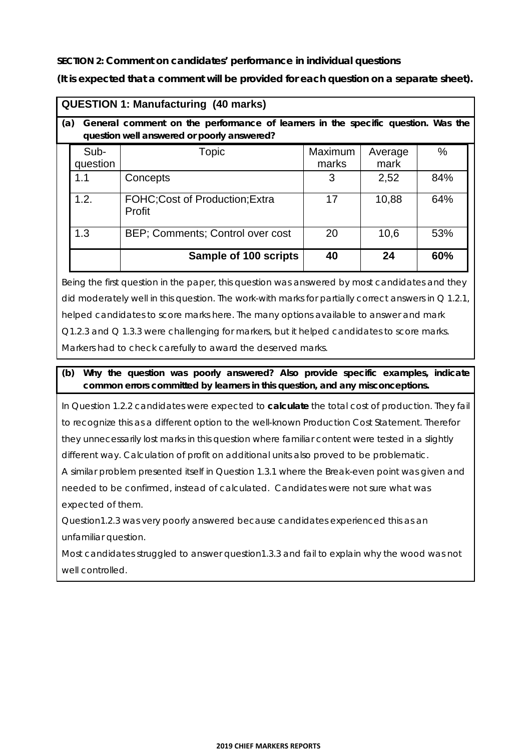**SECTION 2: Comment on candidates' performance in individual questions**

**(It is expected that a comment will be provided for each question on a separate sheet).**

## QUESTION 1: Manufacturing (40 marks)

**(a) General comment on the performance of learners in the specific question. Was the question well answered or poorly answered?**

| Sub-question | Topic | Maximum marks | Average mark | % |
|---|---|---|---|---|
| 1.1 | Concepts | 3 | 2,52 | 84% |
| 1.2. | FOHC;Cost of Production;Extra Profit | 17 | 10,88 | 64% |
| 1.3 | BEP; Comments; Control over cost | 20 | 10,6 | 53% |
| | **Sample of 100 scripts** | **40** | **24** | **60%** |

Being the first question in the paper, this question was answered by most candidates and they did moderately well in this question. The work-with marks for partially correct answers in Q 1.2.1, helped candidates to score marks here. The many options available to answer and mark Q1.2.3 and Q 1.3.3 were challenging for markers, but it helped candidates to score marks. Markers had to check carefully to award the deserved marks.

**(b) Why the question was poorly answered? Also provide specific examples, indicate common errors committed by learners in this question, and any misconceptions.**

In Question 1.2.2 candidates were expected to **calculate** the total cost of production. They fail to recognize this as a different option to the well-known Production Cost Statement. Therefor they unnecessarily lost marks in this question where familiar content were tested in a slightly different way. Calculation of profit on additional units also proved to be problematic.

A similar problem presented itself in Question 1.3.1 where the Break-even point was given and needed to be confirmed, instead of calculated. Candidates were not sure what was expected of them.

Question1.2.3 was very poorly answered because candidates experienced this as an unfamiliar question.

Most candidates struggled to answer question1.3.3 and fail to explain why the wood was not well controlled.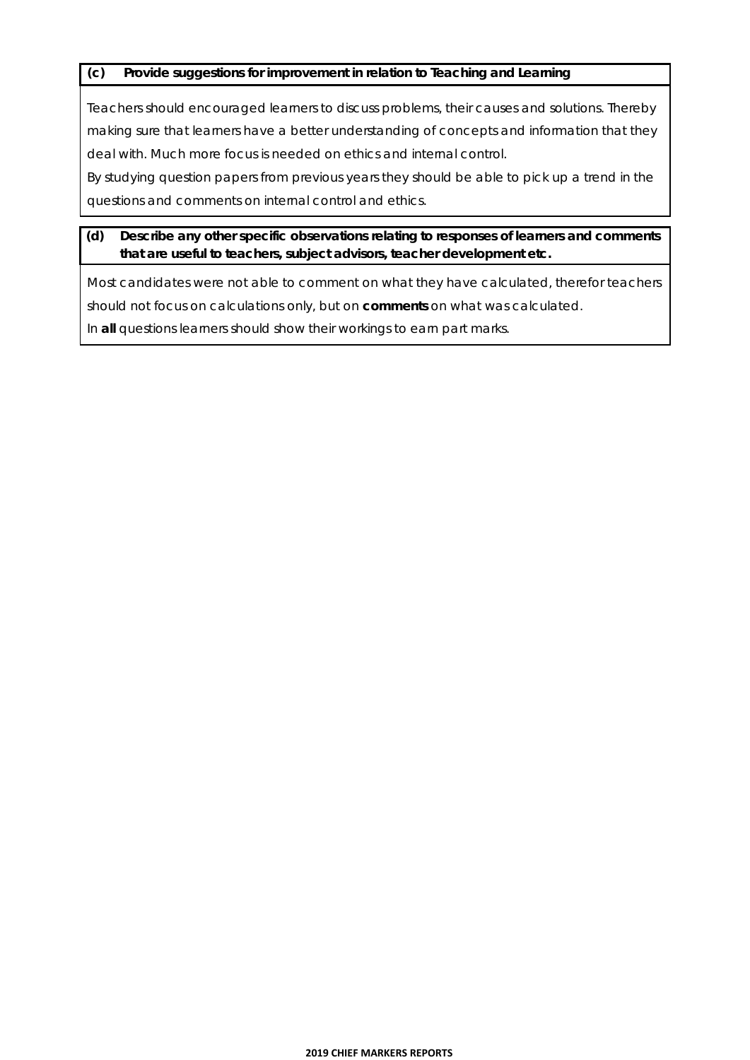**(c) Provide suggestions for improvement in relation to Teaching and Learning**

Teachers should encouraged learners to discuss problems, their causes and solutions. Thereby making sure that learners have a better understanding of concepts and information that they deal with. Much more focus is needed on ethics and internal control.

By studying question papers from previous years they should be able to pick up a trend in the questions and comments on internal control and ethics.

**(d) Describe any other specific observations relating to responses of learners and comments that are useful to teachers, subject advisors, teacher development etc.**

Most candidates were not able to comment on what they have calculated, therefor teachers should not focus on calculations only, but on **comments** on what was calculated.

In **all** questions learners should show their workings to earn part marks.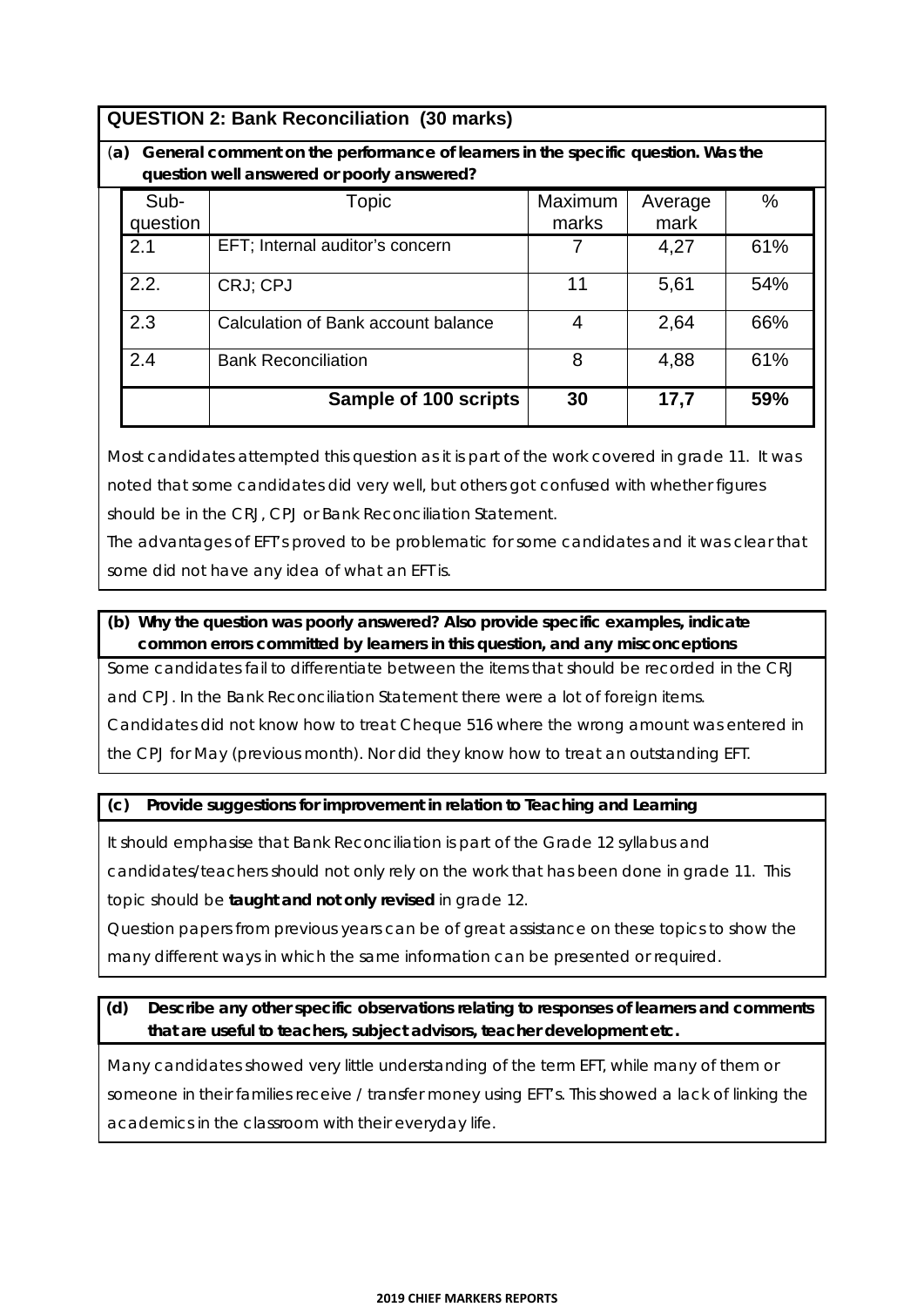## QUESTION 2: Bank Reconciliation (30 marks)

**(a) General comment on the performance of learners in the specific question. Was the question well answered or poorly answered?**

| Sub-question | Topic | Maximum marks | Average mark | % |
|---|---|---|---|---|
| 2.1 | EFT; Internal auditor's concern | 7 | 4,27 | 61% |
| 2.2. | CRJ; CPJ | 11 | 5,61 | 54% |
| 2.3 | Calculation of Bank account balance | 4 | 2,64 | 66% |
| 2.4 | Bank Reconciliation | 8 | 4,88 | 61% |
| | **Sample of 100 scripts** | **30** | **17,7** | **59%** |

Most candidates attempted this question as it is part of the work covered in grade 11. It was noted that some candidates did very well, but others got confused with whether figures should be in the CRJ, CPJ or Bank Reconciliation Statement.

The advantages of EFT's proved to be problematic for some candidates and it was clear that some did not have any idea of what an EFT is.

**(b) Why the question was poorly answered? Also provide specific examples, indicate common errors committed by learners in this question, and any misconceptions**

Some candidates fail to differentiate between the items that should be recorded in the CRJ and CPJ. In the Bank Reconciliation Statement there were a lot of foreign items.

Candidates did not know how to treat Cheque 516 where the wrong amount was entered in the CPJ for May (previous month). Nor did they know how to treat an outstanding EFT.

**(c) Provide suggestions for improvement in relation to Teaching and Learning**

It should emphasise that Bank Reconciliation is part of the Grade 12 syllabus and candidates/teachers should not only rely on the work that has been done in grade 11. This topic should be **taught and not only revised** in grade 12.

Question papers from previous years can be of great assistance on these topics to show the many different ways in which the same information can be presented or required.

**(d) Describe any other specific observations relating to responses of learners and comments that are useful to teachers, subject advisors, teacher development etc.**

Many candidates showed very little understanding of the term EFT, while many of them or someone in their families receive / transfer money using EFT's. This showed a lack of linking the academics in the classroom with their everyday life.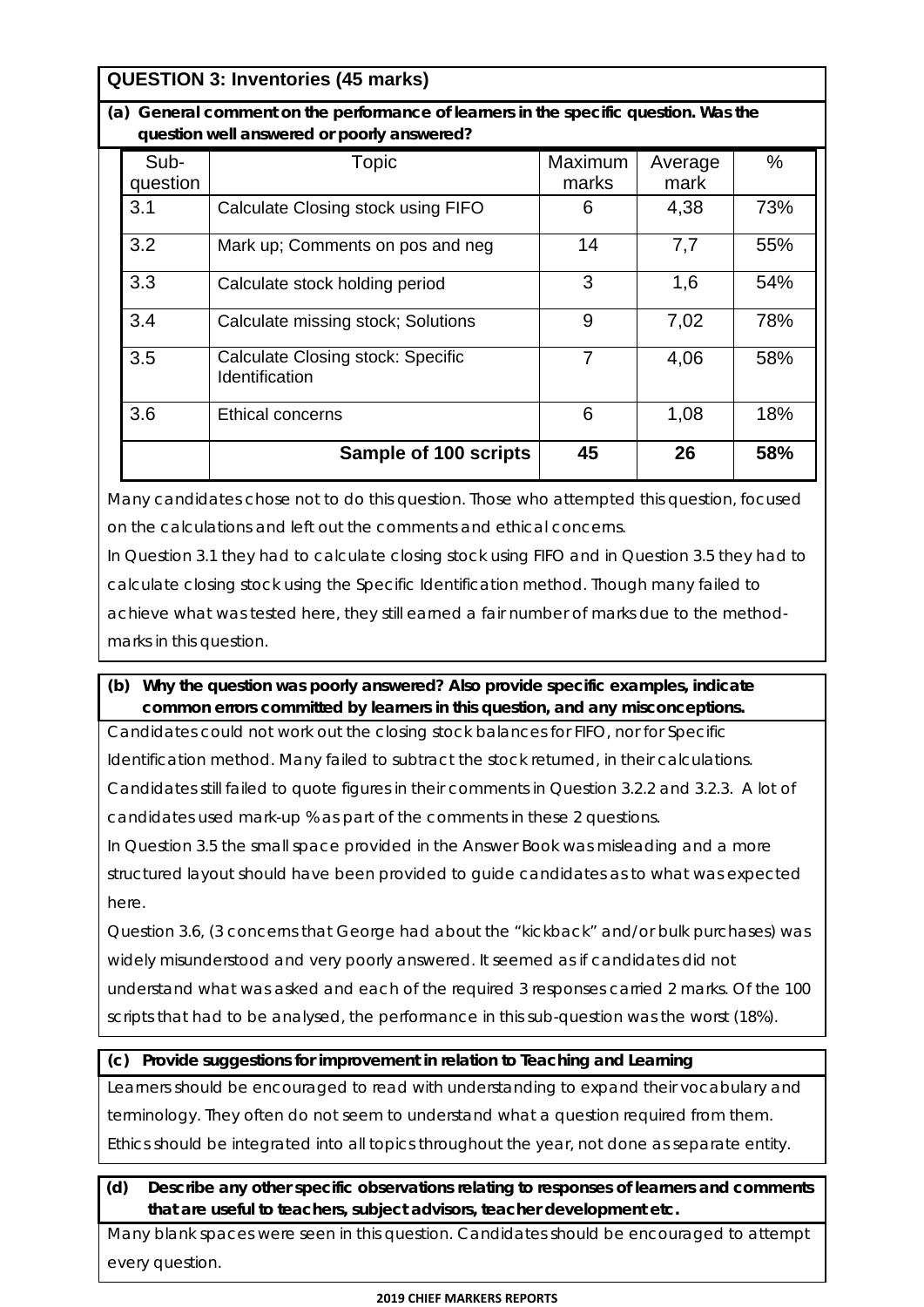## QUESTION 3: Inventories (45 marks)

**(a) General comment on the performance of learners in the specific question. Was the question well answered or poorly answered?**

| Sub-question | Topic | Maximum marks | Average mark | % |
|---|---|---|---|---|
| 3.1 | Calculate Closing stock using FIFO | 6 | 4,38 | 73% |
| 3.2 | Mark up; Comments on pos and neg | 14 | 7,7 | 55% |
| 3.3 | Calculate stock holding period | 3 | 1,6 | 54% |
| 3.4 | Calculate missing stock; Solutions | 9 | 7,02 | 78% |
| 3.5 | Calculate Closing stock: Specific Identification | 7 | 4,06 | 58% |
| 3.6 | Ethical concerns | 6 | 1,08 | 18% |
| | **Sample of 100 scripts** | **45** | **26** | **58%** |

Many candidates chose not to do this question. Those who attempted this question, focused on the calculations and left out the comments and ethical concerns.

In Question 3.1 they had to calculate closing stock using FIFO and in Question 3.5 they had to calculate closing stock using the Specific Identification method. Though many failed to achieve what was tested here, they still earned a fair number of marks due to the method-marks in this question.

**(b) Why the question was poorly answered? Also provide specific examples, indicate common errors committed by learners in this question, and any misconceptions.**

Candidates could not work out the closing stock balances for FIFO, nor for Specific Identification method. Many failed to subtract the stock returned, in their calculations.

Candidates still failed to quote figures in their comments in Question 3.2.2 and 3.2.3. A lot of candidates used mark-up % as part of the comments in these 2 questions.

In Question 3.5 the small space provided in the Answer Book was misleading and a more structured layout should have been provided to guide candidates as to what was expected here.

Question 3.6, (3 concerns that George had about the "kickback" and/or bulk purchases) was widely misunderstood and very poorly answered. It seemed as if candidates did not understand what was asked and each of the required 3 responses carried 2 marks. Of the 100 scripts that had to be analysed, the performance in this sub-question was the worst (18%).

**(c) Provide suggestions for improvement in relation to Teaching and Learning**

Learners should be encouraged to read with understanding to expand their vocabulary and terminology. They often do not seem to understand what a question required from them. Ethics should be integrated into all topics throughout the year, not done as separate entity.

**(d) Describe any other specific observations relating to responses of learners and comments that are useful to teachers, subject advisors, teacher development etc.**

Many blank spaces were seen in this question. Candidates should be encouraged to attempt every question.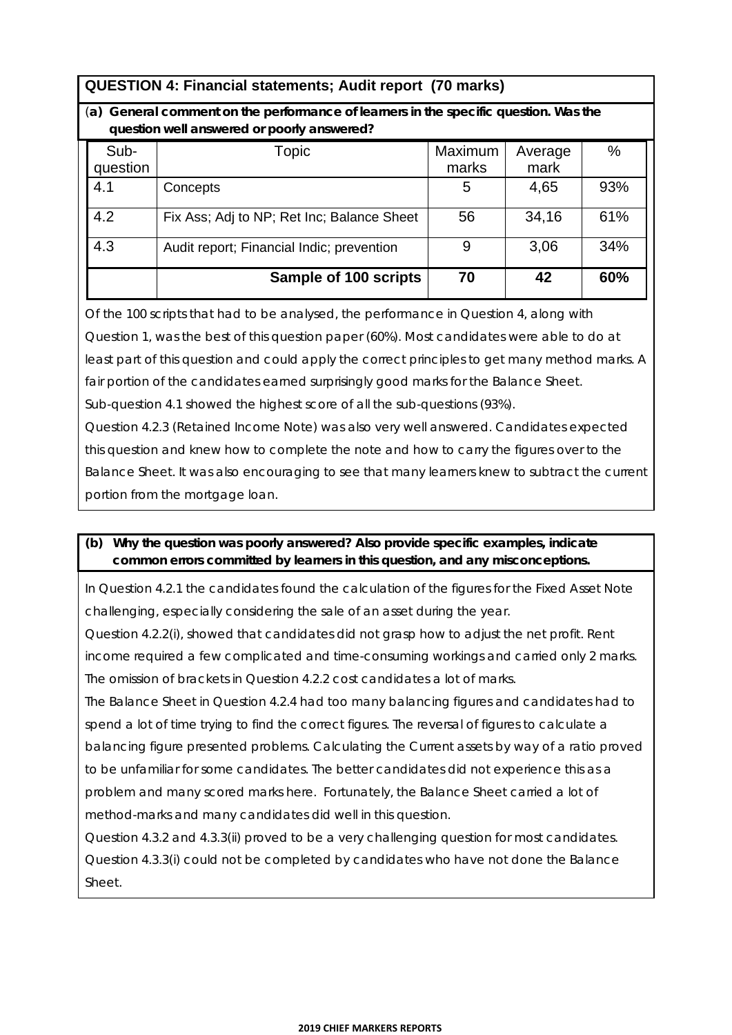## QUESTION 4: Financial statements; Audit report (70 marks)

**(a) General comment on the performance of learners in the specific question. Was the question well answered or poorly answered?**

| Sub-question | Topic | Maximum marks | Average mark | % |
|---|---|---|---|---|
| 4.1 | Concepts | 5 | 4,65 | 93% |
| 4.2 | Fix Ass; Adj to NP; Ret Inc; Balance Sheet | 56 | 34,16 | 61% |
| 4.3 | Audit report; Financial Indic; prevention | 9 | 3,06 | 34% |
| | **Sample of 100 scripts** | **70** | **42** | **60%** |

Of the 100 scripts that had to be analysed, the performance in Question 4, along with Question 1, was the best of this question paper (60%). Most candidates were able to do at least part of this question and could apply the correct principles to get many method marks. A fair portion of the candidates earned surprisingly good marks for the Balance Sheet.

Sub-question 4.1 showed the highest score of all the sub-questions (93%).

Question 4.2.3 (Retained Income Note) was also very well answered. Candidates expected this question and knew how to complete the note and how to carry the figures over to the Balance Sheet. It was also encouraging to see that many learners knew to subtract the current portion from the mortgage loan.

**(b) Why the question was poorly answered? Also provide specific examples, indicate common errors committed by learners in this question, and any misconceptions.**

In Question 4.2.1 the candidates found the calculation of the figures for the Fixed Asset Note challenging, especially considering the sale of an asset during the year.

Question 4.2.2(i), showed that candidates did not grasp how to adjust the net profit. Rent income required a few complicated and time-consuming workings and carried only 2 marks. The omission of brackets in Question 4.2.2 cost candidates a lot of marks.

The Balance Sheet in Question 4.2.4 had too many balancing figures and candidates had to spend a lot of time trying to find the correct figures. The reversal of figures to calculate a balancing figure presented problems. Calculating the Current assets by way of a ratio proved to be unfamiliar for some candidates. The better candidates did not experience this as a problem and many scored marks here. Fortunately, the Balance Sheet carried a lot of method-marks and many candidates did well in this question.

Question 4.3.2 and 4.3.3(ii) proved to be a very challenging question for most candidates. Question 4.3.3(i) could not be completed by candidates who have not done the Balance Sheet.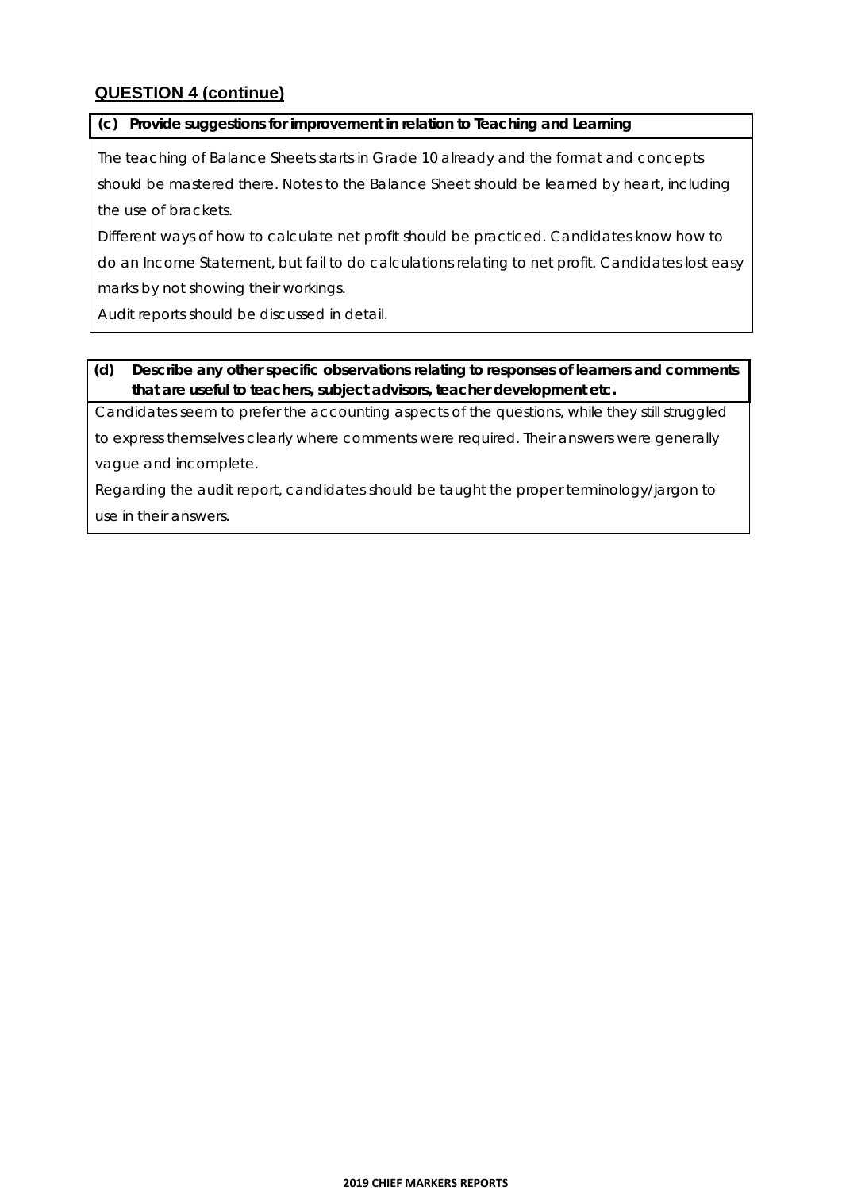## QUESTION 4 (continue)

**(c) Provide suggestions for improvement in relation to Teaching and Learning**

The teaching of Balance Sheets starts in Grade 10 already and the format and concepts should be mastered there. Notes to the Balance Sheet should be learned by heart, including the use of brackets.

Different ways of how to calculate net profit should be practiced. Candidates know how to do an Income Statement, but fail to do calculations relating to net profit. Candidates lost easy marks by not showing their workings.

Audit reports should be discussed in detail.

**(d) Describe any other specific observations relating to responses of learners and comments that are useful to teachers, subject advisors, teacher development etc.**

Candidates seem to prefer the accounting aspects of the questions, while they still struggled to express themselves clearly where comments were required. Their answers were generally vague and incomplete.

Regarding the audit report, candidates should be taught the proper terminology/jargon to use in their answers.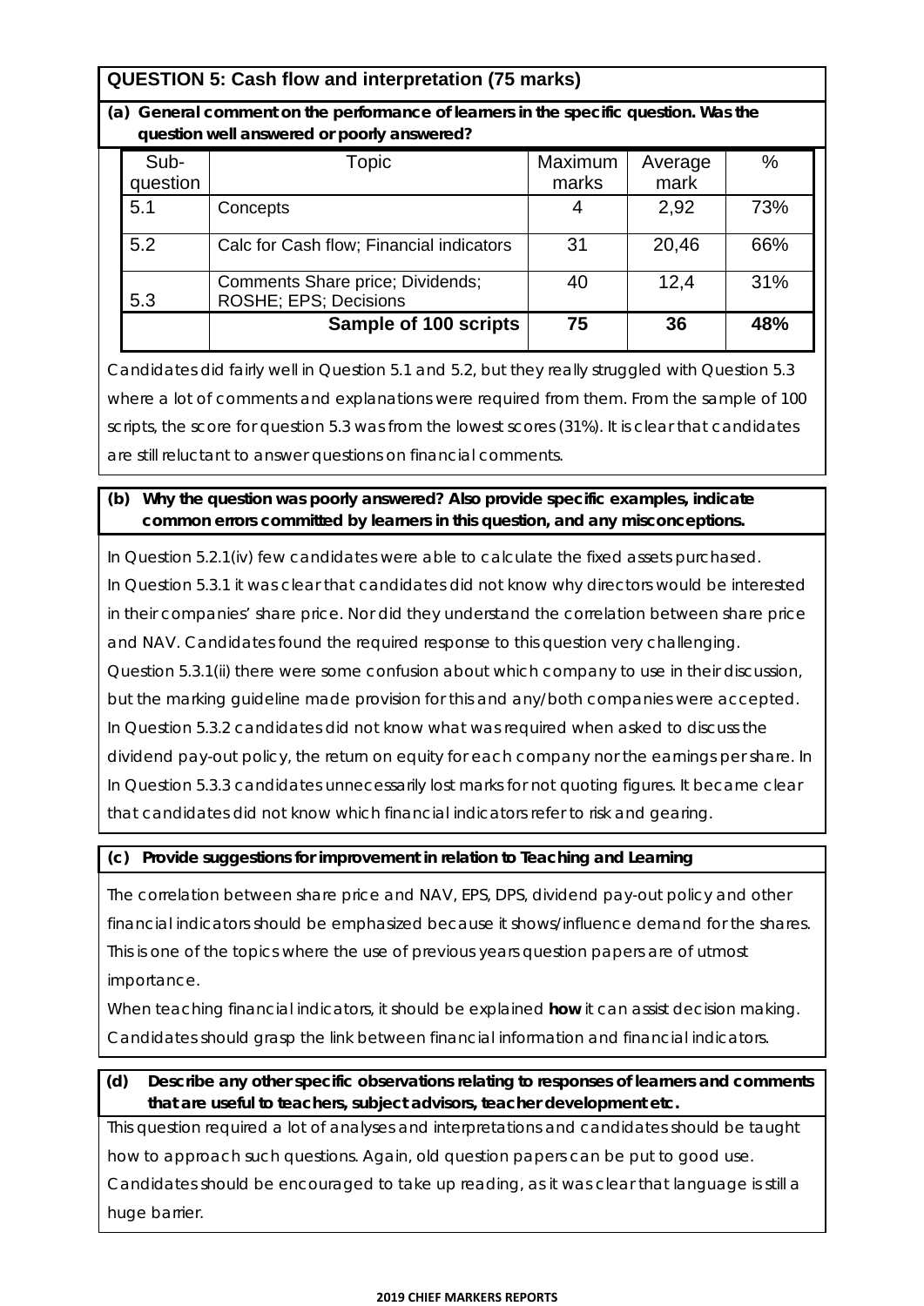## QUESTION 5: Cash flow and interpretation (75 marks)

**(a) General comment on the performance of learners in the specific question. Was the question well answered or poorly answered?**

| Sub-question | Topic | Maximum marks | Average mark | % |
|---|---|---|---|---|
| 5.1 | Concepts | 4 | 2,92 | 73% |
| 5.2 | Calc for Cash flow; Financial indicators | 31 | 20,46 | 66% |
| 5.3 | Comments Share price; Dividends; ROSHE; EPS; Decisions | 40 | 12,4 | 31% |
| | **Sample of 100 scripts** | **75** | **36** | **48%** |

Candidates did fairly well in Question 5.1 and 5.2, but they really struggled with Question 5.3 where a lot of comments and explanations were required from them. From the sample of 100 scripts, the score for question 5.3 was from the lowest scores (31%). It is clear that candidates are still reluctant to answer questions on financial comments.

**(b) Why the question was poorly answered? Also provide specific examples, indicate common errors committed by learners in this question, and any misconceptions.**

In Question 5.2.1(iv) few candidates were able to calculate the fixed assets purchased.
In Question 5.3.1 it was clear that candidates did not know why directors would be interested in their companies' share price. Nor did they understand the correlation between share price and NAV. Candidates found the required response to this question very challenging.
Question 5.3.1(ii) there were some confusion about which company to use in their discussion, but the marking guideline made provision for this and any/both companies were accepted.
In Question 5.3.2 candidates did not know what was required when asked to discuss the dividend pay-out policy, the return on equity for each company nor the earnings per share. In In Question 5.3.3 candidates unnecessarily lost marks for not quoting figures. It became clear that candidates did not know which financial indicators refer to risk and gearing.

**(c) Provide suggestions for improvement in relation to Teaching and Learning**

The correlation between share price and NAV, EPS, DPS, dividend pay-out policy and other financial indicators should be emphasized because it shows/influence demand for the shares. This is one of the topics where the use of previous years question papers are of utmost importance.
When teaching financial indicators, it should be explained **how** it can assist decision making. Candidates should grasp the link between financial information and financial indicators.

**(d) Describe any other specific observations relating to responses of learners and comments that are useful to teachers, subject advisors, teacher development etc.**

This question required a lot of analyses and interpretations and candidates should be taught how to approach such questions. Again, old question papers can be put to good use. Candidates should be encouraged to take up reading, as it was clear that language is still a huge barrier.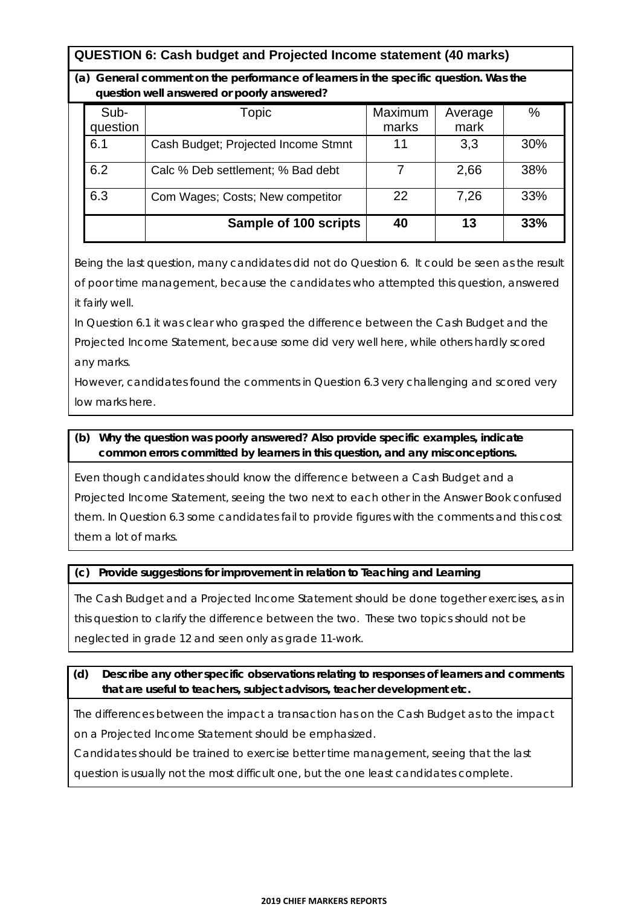## QUESTION 6: Cash budget and Projected Income statement (40 marks)

**(a) General comment on the performance of learners in the specific question. Was the question well answered or poorly answered?**

| Sub-question | Topic | Maximum marks | Average mark | % |
|---|---|---|---|---|
| 6.1 | Cash Budget; Projected Income Stmnt | 11 | 3,3 | 30% |
| 6.2 | Calc % Deb settlement; % Bad debt | 7 | 2,66 | 38% |
| 6.3 | Com Wages; Costs; New competitor | 22 | 7,26 | 33% |
| | **Sample of 100 scripts** | **40** | **13** | **33%** |

Being the last question, many candidates did not do Question 6. It could be seen as the result of poor time management, because the candidates who attempted this question, answered it fairly well.

In Question 6.1 it was clear who grasped the difference between the Cash Budget and the Projected Income Statement, because some did very well here, while others hardly scored any marks.

However, candidates found the comments in Question 6.3 very challenging and scored very low marks here.

**(b) Why the question was poorly answered? Also provide specific examples, indicate common errors committed by learners in this question, and any misconceptions.**

Even though candidates should know the difference between a Cash Budget and a Projected Income Statement, seeing the two next to each other in the Answer Book confused them. In Question 6.3 some candidates fail to provide figures with the comments and this cost them a lot of marks.

**(c) Provide suggestions for improvement in relation to Teaching and Learning**

The Cash Budget and a Projected Income Statement should be done together exercises, as in this question to clarify the difference between the two. These two topics should not be neglected in grade 12 and seen only as grade 11-work.

**(d) Describe any other specific observations relating to responses of learners and comments that are useful to teachers, subject advisors, teacher development etc.**

The differences between the impact a transaction has on the Cash Budget as to the impact on a Projected Income Statement should be emphasized.

Candidates should be trained to exercise better time management, seeing that the last question is usually not the most difficult one, but the one least candidates complete.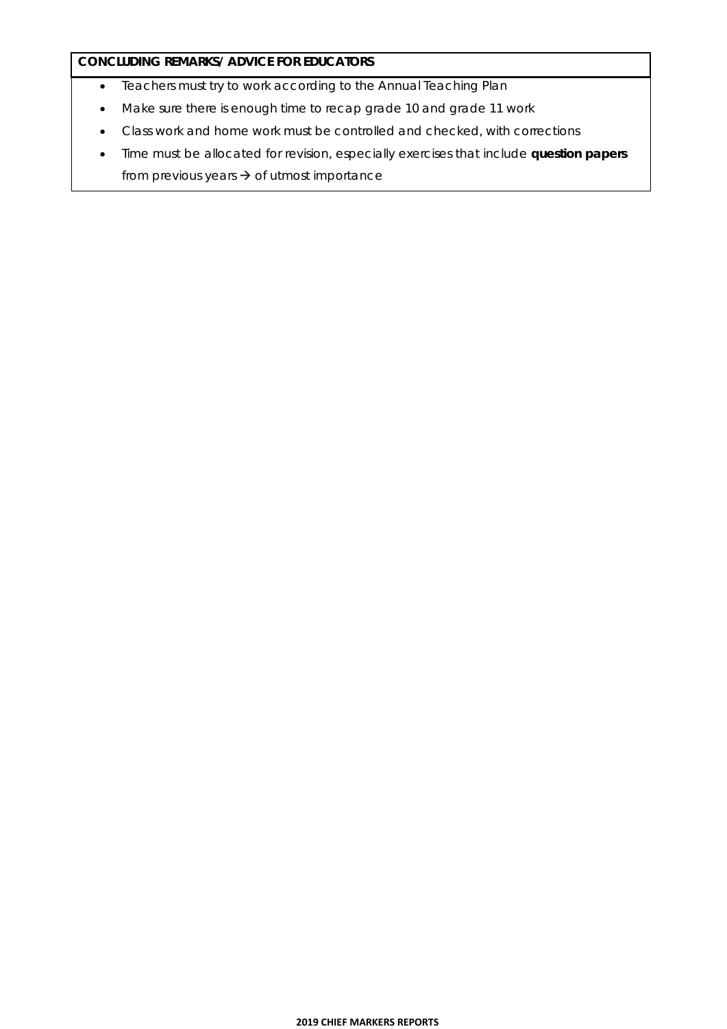**CONCLUDING REMARKS/ ADVICE FOR EDUCATORS**

- Teachers must try to work according to the Annual Teaching Plan
- Make sure there is enough time to recap grade 10 and grade 11 work
- Class work and home work must be controlled and checked, with corrections
- Time must be allocated for revision, especially exercises that include **question papers** from previous years → of utmost importance